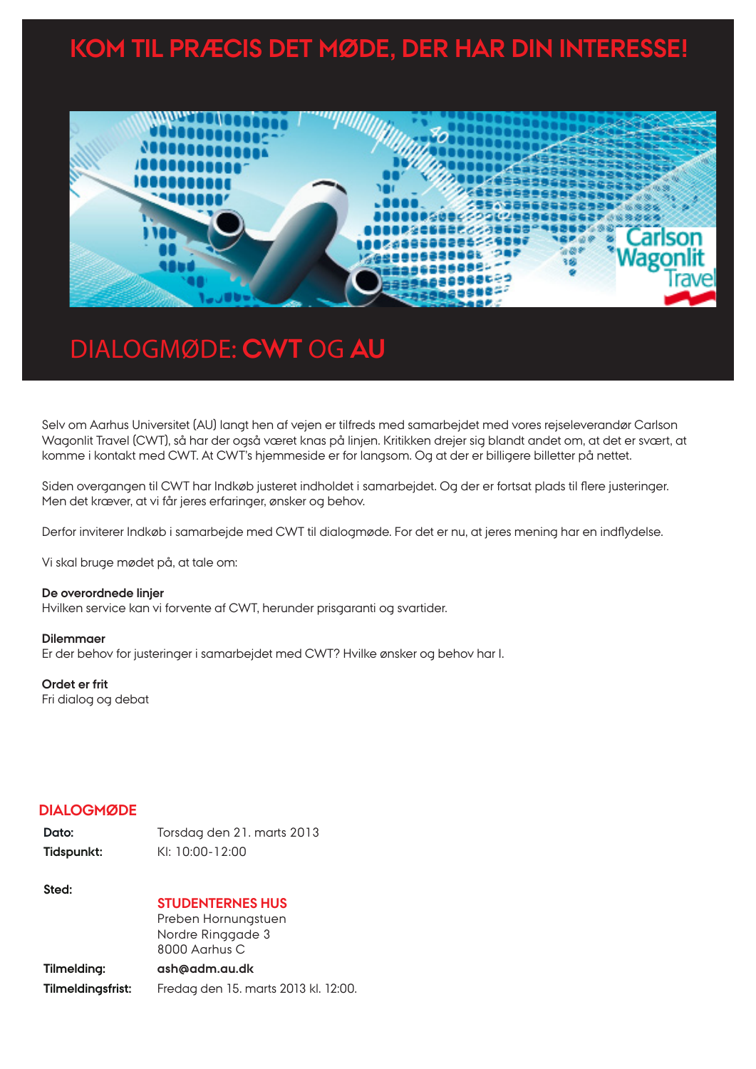# KOM TIL PRÆCIS DET MØDE, DER HAR DIN INTERESSE!

## DIALOGMØDE: **CWT** OG **AU**

Selv om Aarhus Universitet (AU) langt hen af vejen er tilfreds med samarbejdet med vores rejseleverandør Carlson Wagonlit Travel (CWT), så har der også været knas på linjen. Kritikken drejer sig blandt andet om, at det er svært, at komme i kontakt med CWT. At CWT's hjemmeside er for langsom. Og at der er billigere billetter på nettet.

Siden overgangen til CWT har Indkøb justeret indholdet i samarbejdet. Og der er fortsat plads til flere justeringer. Men det kræver, at vi får jeres erfaringer, ønsker og behov.

Derfor inviterer Indkøb i samarbejde med CWT til dialogmøde. For det er nu, at jeres mening har en indflydelse.

Vi skal bruge mødet på, at tale om:

**De overordnede linjer**
Hvilken service kan vi forvente af CWT, herunder prisgaranti og svartider.

**Dilemmaer**
Er der behov for justeringer i samarbejdet med CWT? Hvilke ønsker og behov har I.

**Ordet er frit**
Fri dialog og debat

### DIALOGMØDE

| | |
|---|---|
| **Dato:** | Torsdag den 21. marts 2013 |
| **Tidspunkt:** | Kl: 10:00-12:00 |
| **Sted:** | **STUDENTERNES HUS**<br>Preben Hornungstuen<br>Nordre Ringgade 3<br>8000 Aarhus C |
| **Tilmelding:** | **ash@adm.au.dk** |
| **Tilmeldingsfrist:** | Fredag den 15. marts 2013 kl. 12:00. |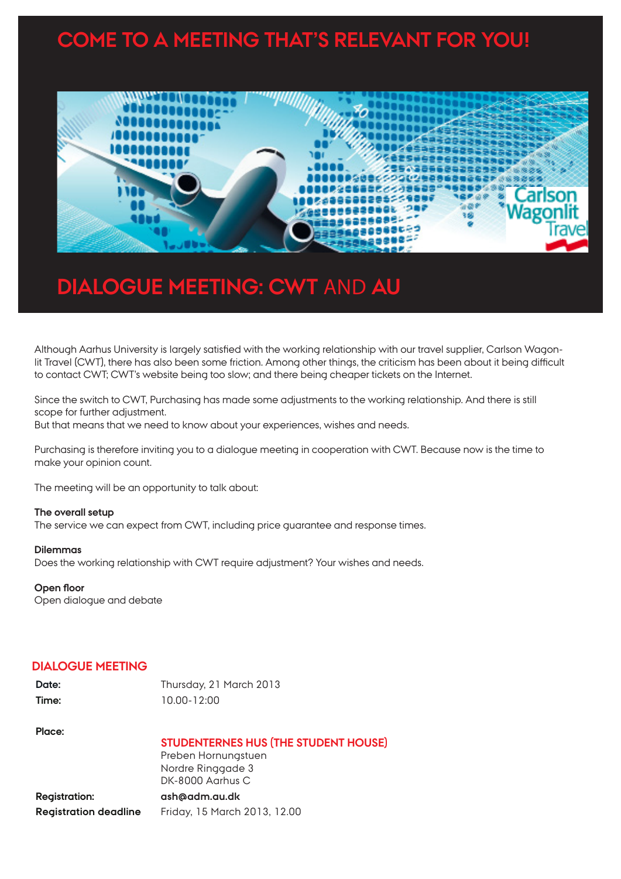# COME TO A MEETING THAT'S RELEVANT FOR YOU!

# DIALOGUE MEETING: CWT AND AU

Although Aarhus University is largely satisfied with the working relationship with our travel supplier, Carlson Wagonlit Travel (CWT), there has also been some friction. Among other things, the criticism has been about it being difficult to contact CWT; CWT's website being too slow; and there being cheaper tickets on the Internet.

Since the switch to CWT, Purchasing has made some adjustments to the working relationship. And there is still scope for further adjustment.
But that means that we need to know about your experiences, wishes and needs.

Purchasing is therefore inviting you to a dialogue meeting in cooperation with CWT. Because now is the time to make your opinion count.

The meeting will be an opportunity to talk about:

**The overall setup**
The service we can expect from CWT, including price guarantee and response times.

**Dilemmas**
Does the working relationship with CWT require adjustment? Your wishes and needs.

**Open floor**
Open dialogue and debate

## DIALOGUE MEETING

| | |
|---|---|
| **Date:** | Thursday, 21 March 2013 |
| **Time:** | 10.00-12:00 |
| **Place:** | **STUDENTERNES HUS (THE STUDENT HOUSE)**<br>Preben Hornungstuen<br>Nordre Ringgade 3<br>DK-8000 Aarhus C |
| **Registration:** | **ash@adm.au.dk** |
| **Registration deadline** | Friday, 15 March 2013, 12.00 |